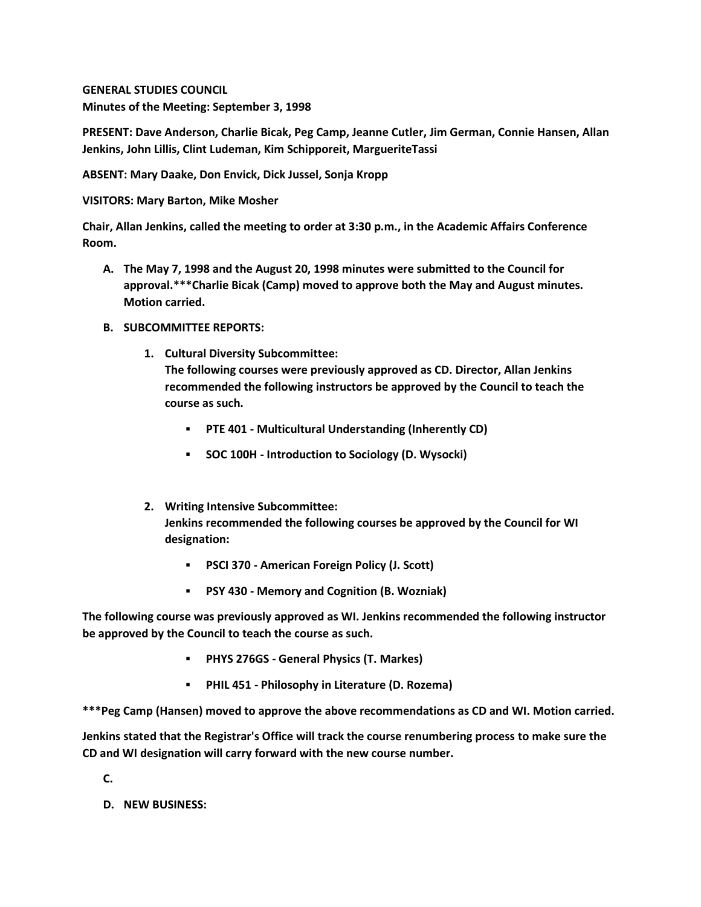**GENERAL STUDIES COUNCIL**
**Minutes of the Meeting: September 3, 1998**

**PRESENT: Dave Anderson, Charlie Bicak, Peg Camp, Jeanne Cutler, Jim German, Connie Hansen, Allan Jenkins, John Lillis, Clint Ludeman, Kim Schipporeit, MargueriteTassi**

**ABSENT: Mary Daake, Don Envick, Dick Jussel, Sonja Kropp**

**VISITORS: Mary Barton, Mike Mosher**

**Chair, Allan Jenkins, called the meeting to order at 3:30 p.m., in the Academic Affairs Conference Room.**

A. **The May 7, 1998 and the August 20, 1998 minutes were submitted to the Council for approval.\*\*\*Charlie Bicak (Camp) moved to approve both the May and August minutes. Motion carried.**

B. **SUBCOMMITTEE REPORTS:**

   1. **Cultural Diversity Subcommittee:**
      **The following courses were previously approved as CD. Director, Allan Jenkins recommended the following instructors be approved by the Council to teach the course as such.**

      - **PTE 401 - Multicultural Understanding (Inherently CD)**
      - **SOC 100H - Introduction to Sociology (D. Wysocki)**

   2. **Writing Intensive Subcommittee:**
      **Jenkins recommended the following courses be approved by the Council for WI designation:**

      - **PSCI 370 - American Foreign Policy (J. Scott)**
      - **PSY 430 - Memory and Cognition (B. Wozniak)**

**The following course was previously approved as WI. Jenkins recommended the following instructor be approved by the Council to teach the course as such.**

- **PHYS 276GS - General Physics (T. Markes)**
- **PHIL 451 - Philosophy in Literature (D. Rozema)**

**\*\*\*Peg Camp (Hansen) moved to approve the above recommendations as CD and WI. Motion carried.**

**Jenkins stated that the Registrar's Office will track the course renumbering process to make sure the CD and WI designation will carry forward with the new course number.**

C. 

D. **NEW BUSINESS:**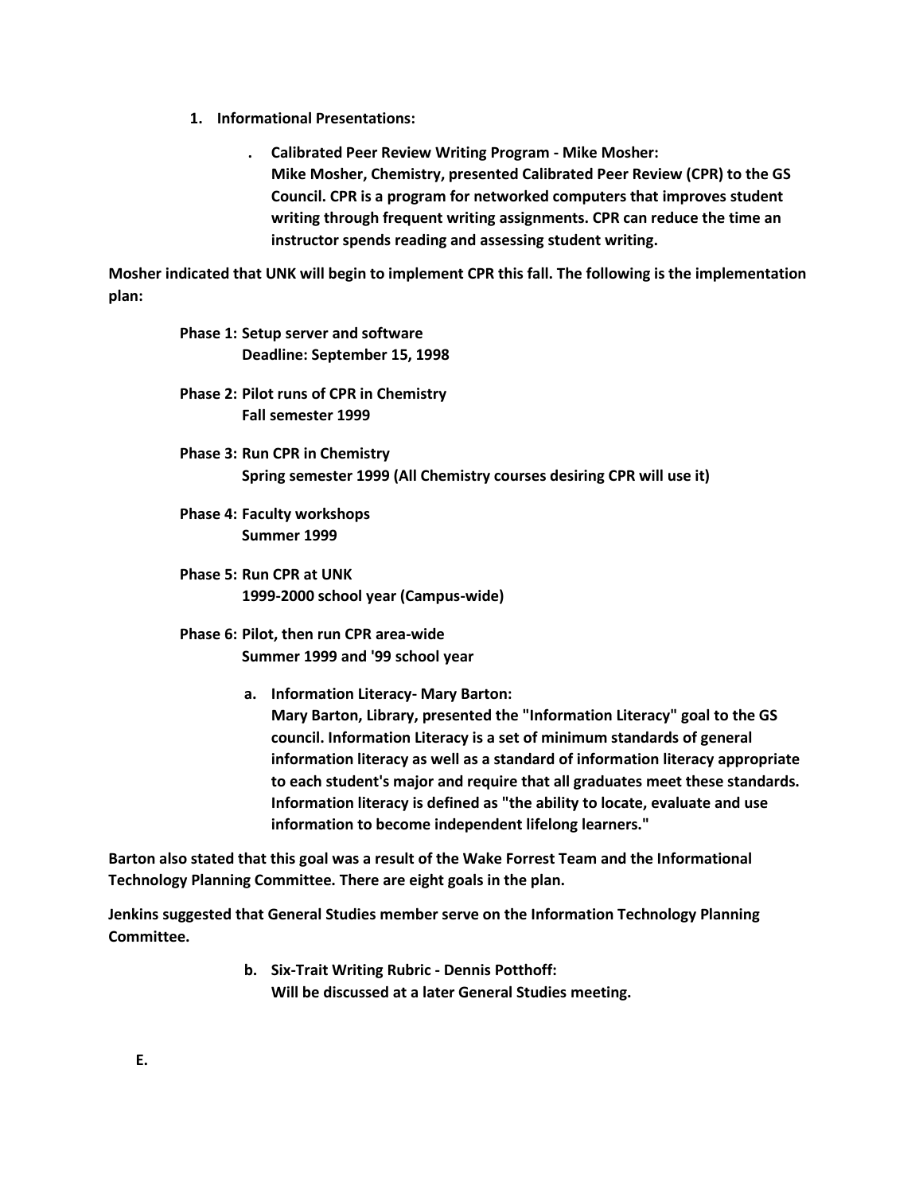1. **Informational Presentations:**

   . **Calibrated Peer Review Writing Program - Mike Mosher:**
   **Mike Mosher, Chemistry, presented Calibrated Peer Review (CPR) to the GS Council. CPR is a program for networked computers that improves student writing through frequent writing assignments. CPR can reduce the time an instructor spends reading and assessing student writing.**

**Mosher indicated that UNK will begin to implement CPR this fall. The following is the implementation plan:**

**Phase 1: Setup server and software**
**Deadline: September 15, 1998**

**Phase 2: Pilot runs of CPR in Chemistry**
**Fall semester 1999**

**Phase 3: Run CPR in Chemistry**
**Spring semester 1999 (All Chemistry courses desiring CPR will use it)**

**Phase 4: Faculty workshops**
**Summer 1999**

**Phase 5: Run CPR at UNK**
**1999-2000 school year (Campus-wide)**

**Phase 6: Pilot, then run CPR area-wide**
**Summer 1999 and '99 school year**

a. **Information Literacy- Mary Barton:**
**Mary Barton, Library, presented the "Information Literacy" goal to the GS council. Information Literacy is a set of minimum standards of general information literacy as well as a standard of information literacy appropriate to each student's major and require that all graduates meet these standards. Information literacy is defined as "the ability to locate, evaluate and use information to become independent lifelong learners."**

**Barton also stated that this goal was a result of the Wake Forrest Team and the Informational Technology Planning Committee. There are eight goals in the plan.**

**Jenkins suggested that General Studies member serve on the Information Technology Planning Committee.**

b. **Six-Trait Writing Rubric - Dennis Potthoff:**
**Will be discussed at a later General Studies meeting.**

**E.**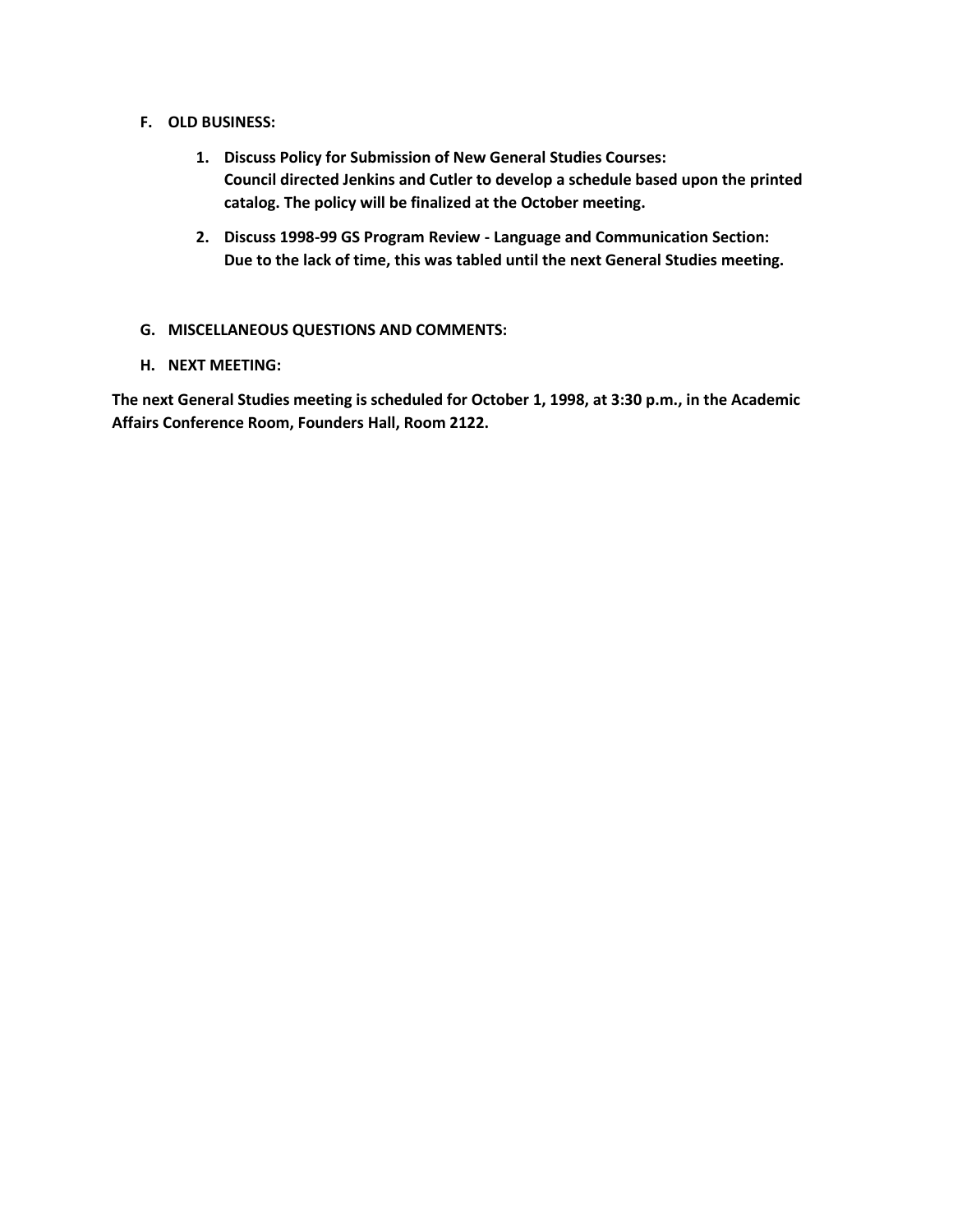**F. OLD BUSINESS:**

1. **Discuss Policy for Submission of New General Studies Courses:**
   **Council directed Jenkins and Cutler to develop a schedule based upon the printed catalog. The policy will be finalized at the October meeting.**

2. **Discuss 1998-99 GS Program Review - Language and Communication Section:**
   **Due to the lack of time, this was tabled until the next General Studies meeting.**

**G. MISCELLANEOUS QUESTIONS AND COMMENTS:**

**H. NEXT MEETING:**

**The next General Studies meeting is scheduled for October 1, 1998, at 3:30 p.m., in the Academic Affairs Conference Room, Founders Hall, Room 2122.**